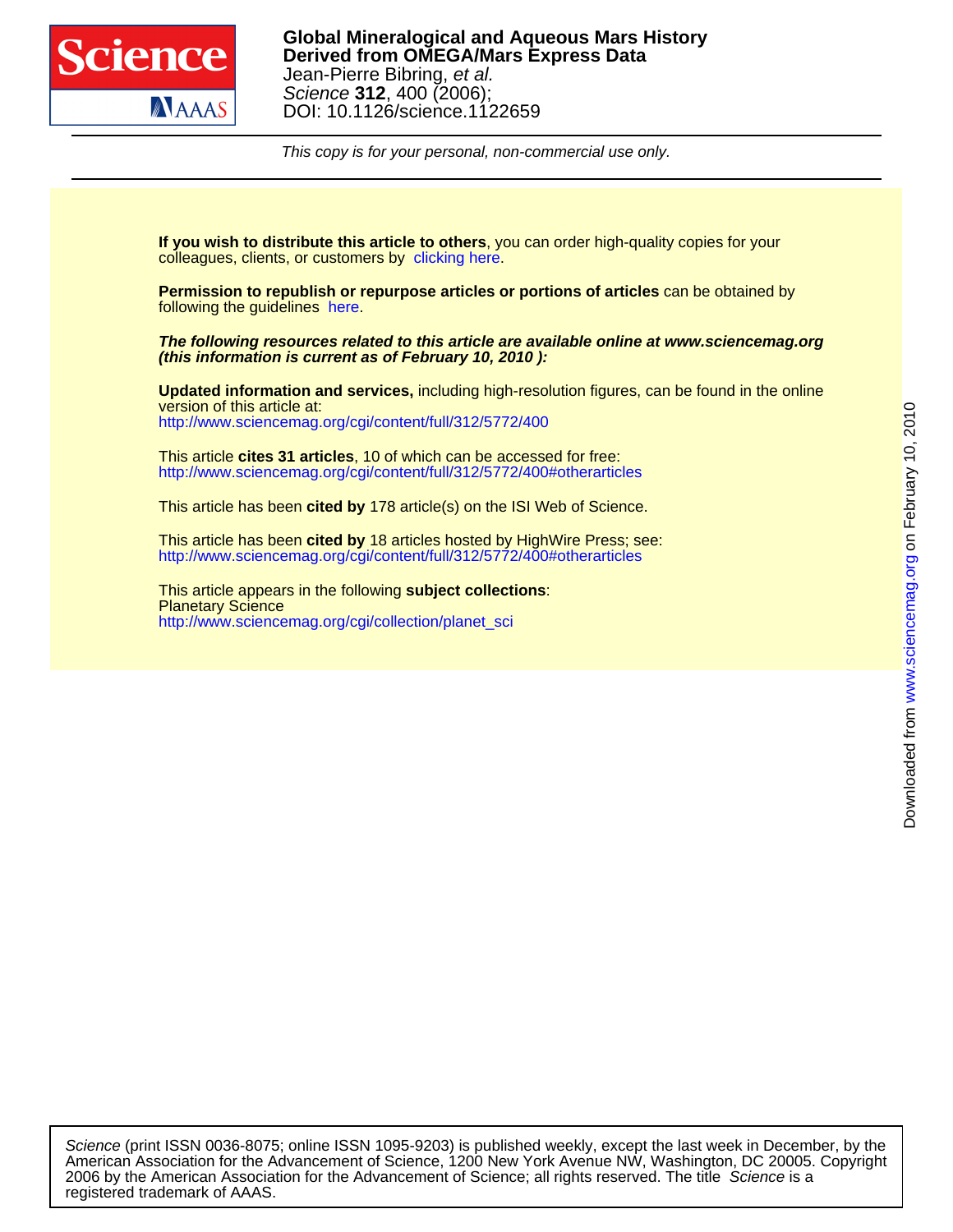# Global Mineralogical and Aqueous Mars History Derived from OMEGA/Mars Express Data

Jean-Pierre Bibring, *et al.*

*Science* **312**, 400 (2006);

DOI: 10.1126/science.1122659

*This copy is for your personal, non-commercial use only.*

**If you wish to distribute this article to others**, you can order high-quality copies for your colleagues, clients, or customers by clicking here.

**Permission to republish or repurpose articles or portions of articles** can be obtained by following the guidelines here.

***The following resources related to this article are available online at www.sciencemag.org (this information is current as of February 10, 2010 ):***

**Updated information and services,** including high-resolution figures, can be found in the online version of this article at:
http://www.sciencemag.org/cgi/content/full/312/5772/400

This article **cites 31 articles**, 10 of which can be accessed for free:
http://www.sciencemag.org/cgi/content/full/312/5772/400#otherarticles

This article has been **cited by** 178 article(s) on the ISI Web of Science.

This article has been **cited by** 18 articles hosted by HighWire Press; see:
http://www.sciencemag.org/cgi/content/full/312/5772/400#otherarticles

This article appears in the following **subject collections**:
Planetary Science
http://www.sciencemag.org/cgi/collection/planet_sci

*Science* (print ISSN 0036-8075; online ISSN 1095-9203) is published weekly, except the last week in December, by the American Association for the Advancement of Science, 1200 New York Avenue NW, Washington, DC 20005. Copyright 2006 by the American Association for the Advancement of Science; all rights reserved. The title *Science* is a registered trademark of AAAS.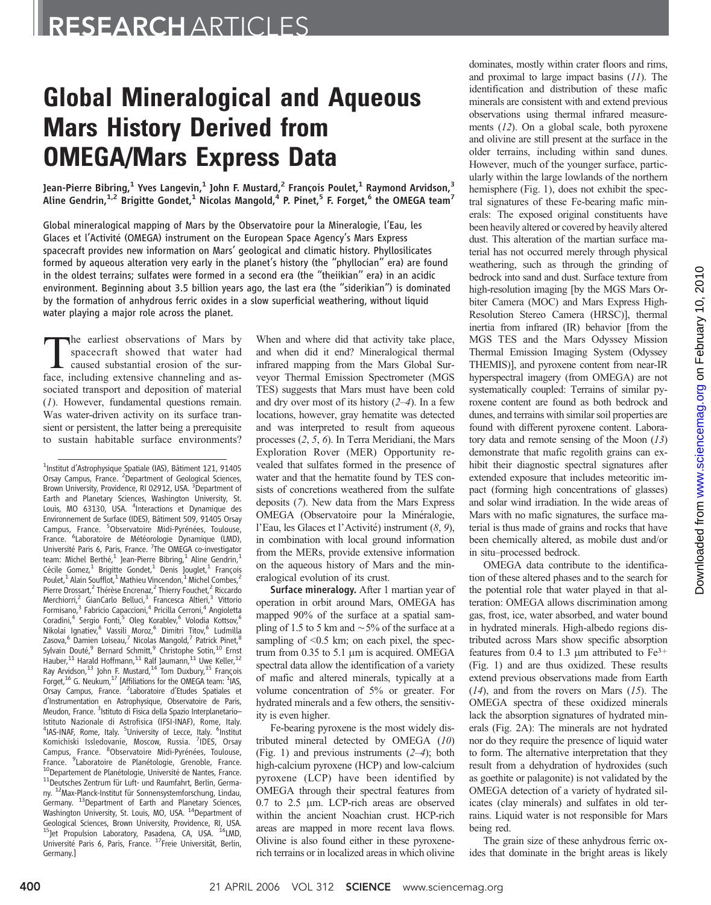# Global Mineralogical and Aqueous Mars History Derived from OMEGA/Mars Express Data

**Jean-Pierre Bibring,[1] Yves Langevin,[1] John F. Mustard,[2] François Poulet,[1] Raymond Arvidson,[3] Aline Gendrin,[1,2] Brigitte Gondet,[1] Nicolas Mangold,[4] P. Pinet,[5] F. Forget,[6] the OMEGA team[7]**

Global mineralogical mapping of Mars by the Observatoire pour la Mineralogie, l'Eau, les Glaces et l'Activité (OMEGA) instrument on the European Space Agency's Mars Express spacecraft provides new information on Mars' geological and climatic history. Phyllosilicates formed by aqueous alteration very early in the planet's history (the "phyllocian" era) are found in the oldest terrains; sulfates were formed in a second era (the "theiikian" era) in an acidic environment. Beginning about 3.5 billion years ago, the last era (the "siderikian") is dominated by the formation of anhydrous ferric oxides in a slow superficial weathering, without liquid water playing a major role across the planet.

The earliest observations of Mars by spacecraft showed that water had caused substantial erosion of the surface, including extensive channeling and associated transport and deposition of material (*1*). However, fundamental questions remain. Was water-driven activity on its surface transient or persistent, the latter being a prerequisite to sustain habitable surface environments? When and where did that activity take place, and when did it end? Mineralogical thermal infrared mapping from the Mars Global Surveyor Thermal Emission Spectrometer (MGS TES) suggests that Mars must have been cold and dry over most of its history (*2*–*4*). In a few locations, however, gray hematite was detected and was interpreted to result from aqueous processes (*2*, *5*, *6*). In Terra Meridiani, the Mars Exploration Rover (MER) Opportunity revealed that sulfates formed in the presence of water and that the hematite found by TES consists of concretions weathered from the sulfate deposits (*7*). New data from the Mars Express OMEGA (Observatoire pour la Minéralogie, l'Eau, les Glaces et l'Activité) instrument (*8*, *9*), in combination with local ground information from the MERs, provide extensive information on the aqueous history of Mars and the mineralogical evolution of its crust.

**Surface mineralogy.** After 1 martian year of operation in orbit around Mars, OMEGA has mapped 90% of the surface at a spatial sampling of 1.5 to 5 km and ~5% of the surface at a sampling of <0.5 km; on each pixel, the spectrum from 0.35 to 5.1 μm is acquired. OMEGA spectral data allow the identification of a variety of mafic and altered minerals, typically at a volume concentration of 5% or greater. For hydrated minerals and a few others, the sensitivity is even higher.

Fe-bearing pyroxene is the most widely distributed mineral detected by OMEGA (*10*) (Fig. 1) and previous instruments (*2*–*4*); both high-calcium pyroxene (HCP) and low-calcium pyroxene (LCP) have been identified by OMEGA through their spectral features from 0.7 to 2.5 μm. LCP-rich areas are observed within the ancient Noachian crust. HCP-rich areas are mapped in more recent lava flows. Olivine is also found either in these pyroxene-rich terrains or in localized areas in which olivine dominates, mostly within crater floors and rims, and proximal to large impact basins (*11*). The identification and distribution of these mafic minerals are consistent with and extend previous observations using thermal infrared measurements (*12*). On a global scale, both pyroxene and olivine are still present at the surface in the older terrains, including within sand dunes. However, much of the younger surface, particularly within the large lowlands of the northern hemisphere (Fig. 1), does not exhibit the spectral signatures of these Fe-bearing mafic minerals: The exposed original constituents have been heavily altered or covered by heavily altered dust. This alteration of the martian surface material has not occurred merely through physical weathering, such as through the grinding of bedrock into sand and dust. Surface texture from high-resolution imaging [by the MGS Mars Orbiter Camera (MOC) and Mars Express High-Resolution Stereo Camera (HRSC)], thermal inertia from infrared (IR) behavior [from the MGS TES and the Mars Odyssey Mission Thermal Emission Imaging System (Odyssey THEMIS)], and pyroxene content from near-IR hyperspectral imagery (from OMEGA) are not systematically coupled: Terrains of similar pyroxene content are found as both bedrock and dunes, and terrains with similar soil properties are found with different pyroxene content. Laboratory data and remote sensing of the Moon (*13*) demonstrate that mafic regolith grains can exhibit their diagnostic spectral signatures after extended exposure that includes meteoritic impact (forming high concentrations of glasses) and solar wind irradiation. In the wide areas of Mars with no mafic signatures, the surface material is thus made of grains and rocks that have been chemically altered, as mobile dust and/or in situ–processed bedrock.

OMEGA data contribute to the identification of these altered phases and to the search for the potential role that water played in that alteration: OMEGA allows discrimination among gas, frost, ice, water absorbed, and water bound in hydrated minerals. High-albedo regions distributed across Mars show specific absorption features from 0.4 to 1.3 μm attributed to $Fe^{3+}$ (Fig. 1) and are thus oxidized. These results extend previous observations made from Earth (*14*), and from the rovers on Mars (*15*). The OMEGA spectra of these oxidized minerals lack the absorption signatures of hydrated minerals (Fig. 2A): The minerals are not hydrated nor do they require the presence of liquid water to form. The alternative interpretation that they result from a dehydration of hydroxides (such as goethite or palagonite) is not validated by the OMEGA detection of a variety of hydrated silicates (clay minerals) and sulfates in old terrains. Liquid water is not responsible for Mars being red.

The grain size of these anhydrous ferric oxides that dominate in the bright areas is likely

[1]Institut d'Astrophysique Spatiale (IAS), Bâtiment 121, 91405 Orsay Campus, France. [2]Department of Geological Sciences, Brown University, Providence, RI 02912, USA. [3]Department of Earth and Planetary Sciences, Washington University, St. Louis, MO 63130, USA. [4]Interactions et Dynamique des Environnement de Surface (IDES), Bâtiment 509, 91405 Orsay Campus, France. [5]Observatoire Midi-Pyrénées, Toulouse, France. [6]Laboratoire de Météorologie Dynamique (LMD), Université Paris 6, Paris, France. [7]The OMEGA co-investigator team: Michel Berthé,[1] Jean-Pierre Bibring,[1] Aline Gendrin,[1] Cécile Gomez,[1] Brigitte Gondet,[1] Denis Jouglet,[1] François Poulet,[1] Alain Soufflot,[1] Mathieu Vincendon,[1] Michel Combes,[2] Pierre Drossart,[2] Thérèse Encrenaz,[2] Thierry Fouchet,[2] Riccardo Merchiorri,[2] GianCarlo Belluci,[3] Francesca Altieri,[3] Vittorio Formisano,[3] Fabricio Capacconi,[4] Pricilla Cerroni,[4] Angioletta Coradini,[4] Sergio Fonti,[5] Oleg Korablev,[6] Volodia Kottsov,[6] Nikolai Ignatiev,[6] Vassili Moroz,[6] Dimitri Titov,[6] Ludmilla Zasova,[6] Damien Loiseau,[7] Nicolas Mangold,[7] Patrick Pinet,[8] Sylvain Douté,[9] Bernard Schmitt,[9] Christophe Sotin,[10] Ernst Hauber,[11] Harald Hoffmann,[11] Ralf Jaumann,[11] Uwe Keller,[12] Ray Arvidson,[13] John F. Mustard,[14] Tom Duxbury,[15] François Forget,[16] G. Neukum,[17] [Affiliations for the OMEGA team: [1]IAS, Orsay Campus, France. [2]Laboratoire d'Etudes Spatiales et d'Instrumentation en Astrophysique, Observatoire de Paris, Meudon, France. [3]Istituto di Fisica della Spazio Interplanetario–Istituto Nazionale di Astrofisica (IFSI-INAF), Rome, Italy. [4]IAS-INAF, Rome, Italy. [5]University of Lecce, Italy. [6]Institut Komichiski Issledovanie, Moscow, Russia. [7]IDES, Orsay Campus, France. [8]Observatoire Midi-Pyrénées, Toulouse, France. [9]Laboratoire de Planétologie, Grenoble, France. [10]Departement de Planétologie, Université de Nantes, France. [11]Deutsches Zentrum für Luft- und Raumfahrt, Berlin, Germany. [12]Max-Planck-Institut für Sonnensystemforschung, Lindau, Germany. [13]Department of Earth and Planetary Sciences, Washington University, St. Louis, MO, USA. [14]Department of Geological Sciences, Brown University, Providence, RI, USA. [15]Jet Propulsion Laboratory, Pasadena, CA, USA. [16]LMD, Université Paris 6, Paris, France. [17]Freie Universität, Berlin, Germany.]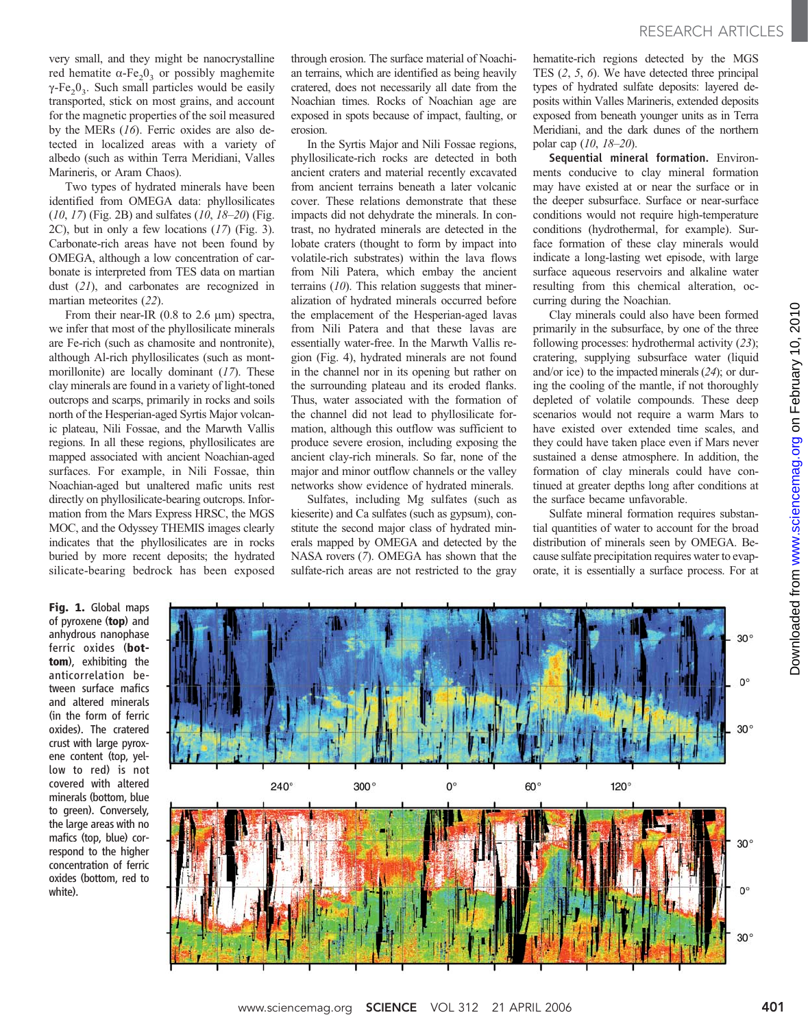very small, and they might be nanocrystalline red hematite α-$Fe_2O_3$ or possibly maghemite γ-$Fe_2O_3$. Such small particles would be easily transported, stick on most grains, and account for the magnetic properties of the soil measured by the MERs (*16*). Ferric oxides are also detected in localized areas with a variety of albedo (such as within Terra Meridiani, Valles Marineris, or Aram Chaos).

Two types of hydrated minerals have been identified from OMEGA data: phyllosilicates (*10*, *17*) (Fig. 2B) and sulfates (*10*, *18*–*20*) (Fig. 2C), but in only a few locations (*17*) (Fig. 3). Carbonate-rich areas have not been found by OMEGA, although a low concentration of carbonate is interpreted from TES data on martian dust (*21*), and carbonates are recognized in martian meteorites (*22*).

From their near-IR (0.8 to 2.6 μm) spectra, we infer that most of the phyllosilicate minerals are Fe-rich (such as chamosite and nontronite), although Al-rich phyllosilicates (such as montmorillonite) are locally dominant (*17*). These clay minerals are found in a variety of light-toned outcrops and scarps, primarily in rocks and soils north of the Hesperian-aged Syrtis Major volcanic plateau, Nili Fossae, and the Marwth Vallis regions. In all these regions, phyllosilicates are mapped associated with ancient Noachian-aged surfaces. For example, in Nili Fossae, thin Noachian-aged but unaltered mafic units rest directly on phyllosilicate-bearing outcrops. Information from the Mars Express HRSC, the MGS MOC, and the Odyssey THEMIS images clearly indicates that the phyllosilicates are in rocks buried by more recent deposits; the hydrated silicate-bearing bedrock has been exposed through erosion. The surface material of Noachian terrains, which are identified as being heavily cratered, does not necessarily all date from the Noachian times. Rocks of Noachian age are exposed in spots because of impact, faulting, or erosion.

In the Syrtis Major and Nili Fossae regions, phyllosilicate-rich rocks are detected in both ancient craters and material recently excavated from ancient terrains beneath a later volcanic cover. These relations demonstrate that these impacts did not dehydrate the minerals. In contrast, no hydrated minerals are detected in the lobate craters (thought to form by impact into volatile-rich substrates) within the lava flows from Nili Patera, which embay the ancient terrains (*10*). This relation suggests that mineralization of hydrated minerals occurred before the emplacement of the Hesperian-aged lavas from Nili Patera and that these lavas are essentially water-free. In the Marwth Vallis region (Fig. 4), hydrated minerals are not found in the channel nor in its opening but rather on the surrounding plateau and its eroded flanks. Thus, water associated with the formation of the channel did not lead to phyllosilicate formation, although this outflow was sufficient to produce severe erosion, including exposing the ancient clay-rich minerals. So far, none of the major and minor outflow channels or the valley networks show evidence of hydrated minerals.

Sulfates, including Mg sulfates (such as kieserite) and Ca sulfates (such as gypsum), constitute the second major class of hydrated minerals mapped by OMEGA and detected by the NASA rovers (*7*). OMEGA has shown that the sulfate-rich areas are not restricted to the gray hematite-rich regions detected by the MGS TES (*2*, *5*, *6*). We have detected three principal types of hydrated sulfate deposits: layered deposits within Valles Marineris, extended deposits exposed from beneath younger units as in Terra Meridiani, and the dark dunes of the northern polar cap (*10*, *18*–*20*).

**Sequential mineral formation.** Environments conducive to clay mineral formation may have existed at or near the surface or in the deeper subsurface. Surface or near-surface conditions would not require high-temperature conditions (hydrothermal, for example). Surface formation of these clay minerals would indicate a long-lasting wet episode, with large surface aqueous reservoirs and alkaline water resulting from this chemical alteration, occurring during the Noachian.

Clay minerals could also have been formed primarily in the subsurface, by one of the three following processes: hydrothermal activity (*23*); cratering, supplying subsurface water (liquid and/or ice) to the impacted minerals (*24*); or during the cooling of the mantle, if not thoroughly depleted of volatile compounds. These deep scenarios would not require a warm Mars to have existed over extended time scales, and they could have taken place even if Mars never sustained a dense atmosphere. In addition, the formation of clay minerals could have continued at greater depths long after conditions at the surface became unfavorable.

Sulfate mineral formation requires substantial quantities of water to account for the broad distribution of minerals seen by OMEGA. Because sulfate precipitation requires water to evaporate, it is essentially a surface process. For at

**Fig. 1.** Global maps of pyroxene (**top**) and anhydrous nanophase ferric oxides (**bottom**), exhibiting the anticorrelation between surface mafics and altered minerals (in the form of ferric oxides). The cratered crust with large pyroxene content (top, yellow to red) is not covered with altered minerals (bottom, blue to green). Conversely, the large areas with no mafics (top, blue) correspond to the higher concentration of ferric oxides (bottom, red to white).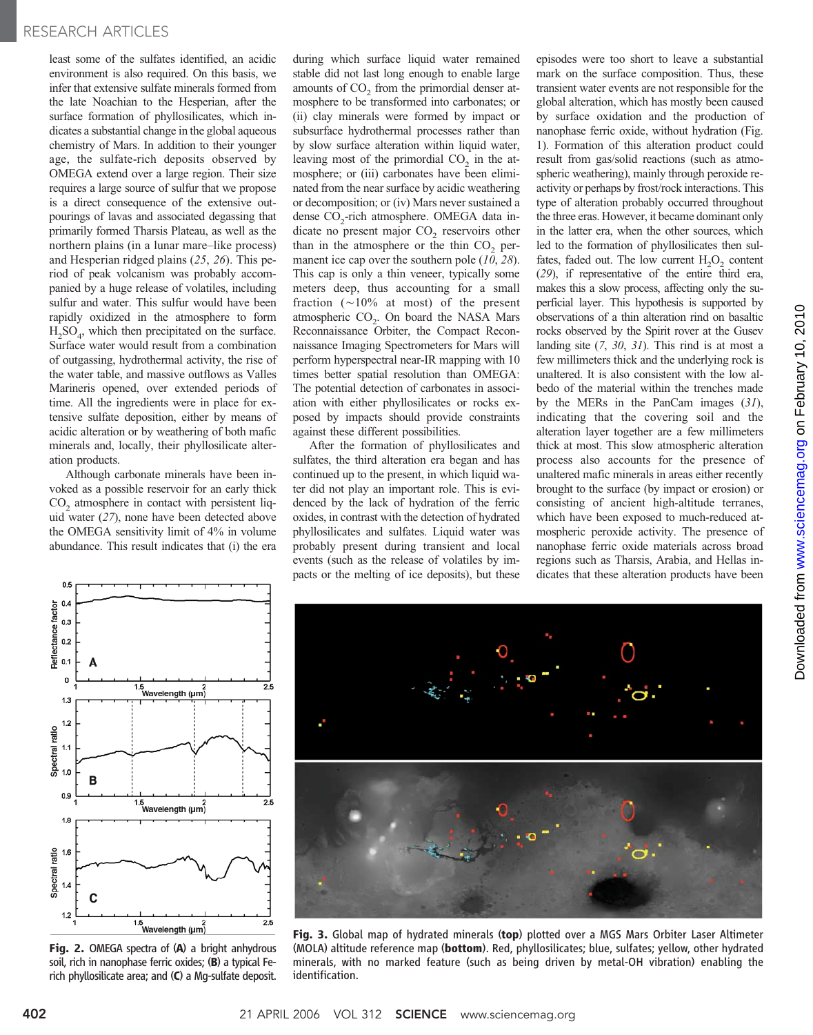least some of the sulfates identified, an acidic environment is also required. On this basis, we infer that extensive sulfate minerals formed from the late Noachian to the Hesperian, after the surface formation of phyllosilicates, which indicates a substantial change in the global aqueous chemistry of Mars. In addition to their younger age, the sulfate-rich deposits observed by OMEGA extend over a large region. Their size requires a large source of sulfur that we propose is a direct consequence of the extensive outpourings of lavas and associated degassing that primarily formed Tharsis Plateau, as well as the northern plains (in a lunar mare–like process) and Hesperian ridged plains (*25*, *26*). This period of peak volcanism was probably accompanied by a huge release of volatiles, including sulfur and water. This sulfur would have been rapidly oxidized in the atmosphere to form $H_2SO_4$, which then precipitated on the surface. Surface water would result from a combination of outgassing, hydrothermal activity, the rise of the water table, and massive outflows as Valles Marineris opened, over extended periods of time. All the ingredients were in place for extensive sulfate deposition, either by means of acidic alteration or by weathering of both mafic minerals and, locally, their phyllosilicate alteration products.

Although carbonate minerals have been invoked as a possible reservoir for an early thick $CO_2$ atmosphere in contact with persistent liquid water (*27*), none have been detected above the OMEGA sensitivity limit of 4% in volume abundance. This result indicates that (i) the era during which surface liquid water remained stable did not last long enough to enable large amounts of $CO_2$ from the primordial denser atmosphere to be transformed into carbonates; or (ii) clay minerals were formed by impact or subsurface hydrothermal processes rather than by slow surface alteration within liquid water, leaving most of the primordial $CO_2$ in the atmosphere; or (iii) carbonates have been eliminated from the near surface by acidic weathering or decomposition; or (iv) Mars never sustained a dense $CO_2$-rich atmosphere. OMEGA data indicate no present major $CO_2$ reservoirs other than in the atmosphere or the thin $CO_2$ permanent ice cap over the southern pole (*10*, *28*). This cap is only a thin veneer, typically some meters deep, thus accounting for a small fraction (~10% at most) of the present atmospheric $CO_2$. On board the NASA Mars Reconnaissance Orbiter, the Compact Reconnaissance Imaging Spectrometers for Mars will perform hyperspectral near-IR mapping with 10 times better spatial resolution than OMEGA. The potential detection of carbonates in association with either phyllosilicates or rocks exposed by impacts should provide constraints against these different possibilities.

After the formation of phyllosilicates and sulfates, the third alteration era began and has continued up to the present, in which liquid water did not play an important role. This is evidenced by the lack of hydration of the ferric oxides, in contrast with the detection of hydrated phyllosilicates and sulfates. Liquid water was probably present during transient and local events (such as the release of volatiles by impacts or the melting of ice deposits), but these episodes were too short to leave a substantial mark on the surface composition. Thus, these transient water events are not responsible for the global alteration, which has mostly been caused by surface oxidation and the production of nanophase ferric oxide, without hydration (Fig. 1). Formation of this alteration product could result from gas/solid reactions (such as atmospheric weathering), mainly through peroxide reactivity or perhaps by frost/rock interactions. This type of alteration probably occurred throughout the three eras. However, it became dominant only in the latter era, when the other sources, which led to the formation of phyllosilicates then sulfates, faded out. The low current $H_2O_2$ content (*29*), if representative of the entire third era, makes this a slow process, affecting only the superficial layer. This hypothesis is supported by observations of a thin alteration rind on basaltic rocks observed by the Spirit rover at the Gusev landing site (*7*, *30*, *31*). This rind is at most a few millimeters thick and the underlying rock is unaltered. It is also consistent with the low albedo of the material within the trenches made by the MERs in the PanCam images (*31*), indicating that the covering soil and the alteration layer together are a few millimeters thick at most. This slow atmospheric alteration process also accounts for the presence of unaltered mafic minerals in areas either recently brought to the surface (by impact or erosion) or consisting of ancient high-altitude terranes, which have been exposed to much-reduced atmospheric peroxide activity. The presence of nanophase ferric oxide materials across broad regions such as Tharsis, Arabia, and Hellas indicates that these alteration products have been

A
Reflectance factor
0.5
0.4
0.3
0.2
0.1
0
1
1.5
2
2.5
Wavelength (μm)

B
Spectral ratio
1.3
1.2
1.1
1.0
0.9
1
1.5
2
2.5
Wavelength (μm)

C
Spectral ratio
1.8
1.6
1.4
1.2
1
1.5
2
2.5
Wavelength (μm)

**Fig. 2.** OMEGA spectra of (**A**) a bright anhydrous soil, rich in nanophase ferric oxides; (**B**) a typical Fe-rich phyllosilicate area; and (**C**) a Mg-sulfate deposit.

**Fig. 3.** Global map of hydrated minerals (**top**) plotted over a MGS Mars Orbiter Laser Altimeter (MOLA) altitude reference map (**bottom**). Red, phyllosilicates; blue, sulfates; yellow, other hydrated minerals, with no marked feature (such as being driven by metal-OH vibration) enabling the identification.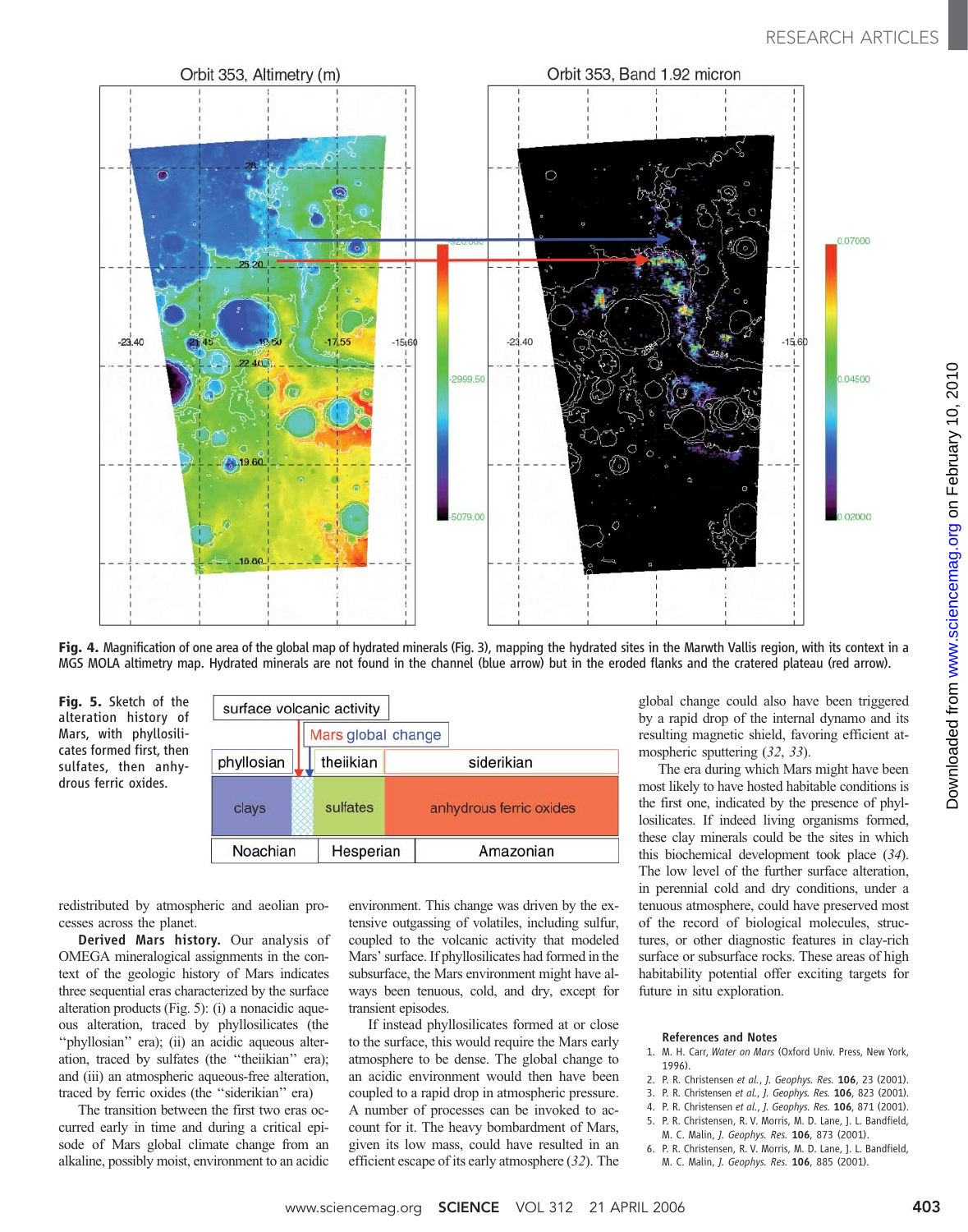Orbit 353, Altimetry (m)

Orbit 353, Band 1.92 micron

Fig. 4. Magnification of one area of the global map of hydrated minerals (Fig. 3), mapping the hydrated sites in the Marwth Vallis region, with its context in a MGS MOLA altimetry map. Hydrated minerals are not found in the channel (blue arrow) but in the eroded flanks and the cratered plateau (red arrow).

surface volcanic activity

Mars global change

phyllosian

theiikian

siderikian

clays

sulfates

anhydrous ferric oxides

Noachian

Hesperian

Amazonian

Fig. 5. Sketch of the alteration history of Mars, with phyllosilicates formed first, then sulfates, then anhydrous ferric oxides.

redistributed by atmospheric and aeolian processes across the planet.

**Derived Mars history.** Our analysis of OMEGA mineralogical assignments in the context of the geologic history of Mars indicates three sequential eras characterized by the surface alteration products (Fig. 5): (i) a nonacidic aqueous alteration, traced by phyllosilicates (the "phyllosian" era); (ii) an acidic aqueous alteration, traced by sulfates (the "theiikian" era); and (iii) an atmospheric aqueous-free alteration, traced by ferric oxides (the "siderikian" era)

The transition between the first two eras occurred early in time and during a critical episode of Mars global climate change from an alkaline, possibly moist, environment to an acidic environment. This change was driven by the extensive outgassing of volatiles, including sulfur, coupled to the volcanic activity that modeled Mars' surface. If phyllosilicates had formed in the subsurface, the Mars environment might have always been tenuous, cold, and dry, except for transient episodes.

If instead phyllosilicates formed at or close to the surface, this would require the Mars early atmosphere to be dense. The global change to an acidic environment would then have been coupled to a rapid drop in atmospheric pressure. A number of processes can be invoked to account for it. The heavy bombardment of Mars, given its low mass, could have resulted in an efficient escape of its early atmosphere (*32*). The global change could also have been triggered by a rapid drop of the internal dynamo and its resulting magnetic shield, favoring efficient atmospheric sputtering (*32*, *33*).

The era during which Mars might have been most likely to have hosted habitable conditions is the first one, indicated by the presence of phyllosilicates. If indeed living organisms formed, these clay minerals could be the sites in which this biochemical development took place (*34*). The low level of the further surface alteration, in perennial cold and dry conditions, under a tenuous atmosphere, could have preserved most of the record of biological molecules, structures, or other diagnostic features in clay-rich surface or subsurface rocks. These areas of high habitability potential offer exciting targets for future in situ exploration.

### References and Notes

1. M. H. Carr, *Water on Mars* (Oxford Univ. Press, New York, 1996).
2. P. R. Christensen *et al.*, *J. Geophys. Res.* **106**, 23 (2001).
3. P. R. Christensen *et al.*, *J. Geophys. Res.* **106**, 823 (2001).
4. P. R. Christensen *et al.*, *J. Geophys. Res.* **106**, 871 (2001).
5. P. R. Christensen, R. V. Morris, M. D. Lane, J. L. Bandfield, M. C. Malin, *J. Geophys. Res.* **106**, 873 (2001).
6. P. R. Christensen, R. V. Morris, M. D. Lane, J. L. Bandfield, M. C. Malin, *J. Geophys. Res.* **106**, 885 (2001).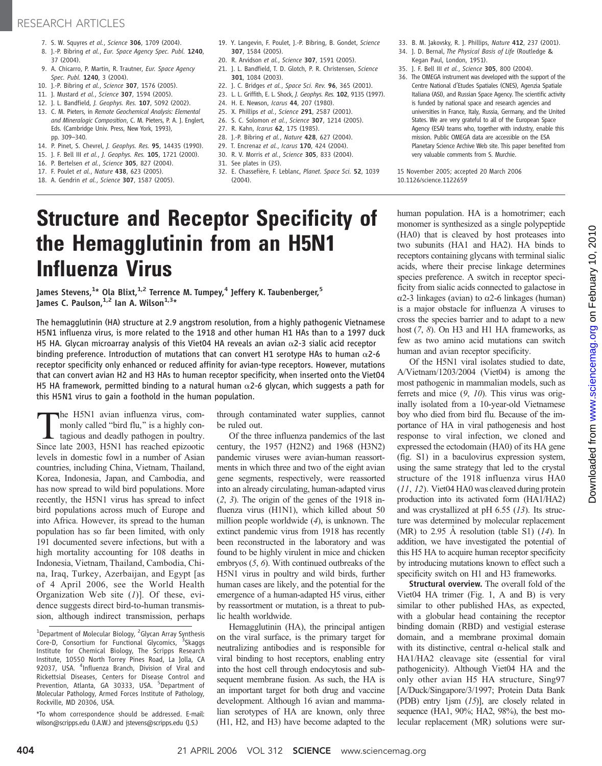7. S. W. Squyres *et al.*, *Science* **306**, 1709 (2004).
8. J.-P. Bibring *et al.*, *Eur. Space Agency Spec. Publ.* **1240**, 37 (2004).
9. A. Chicarro, P. Martin, R. Trautner, *Eur. Space Agency Spec. Publ.* **1240**, 3 (2004).
10. J.-P. Bibring *et al.*, *Science* **307**, 1576 (2005).
11. J. Mustard *et al.*, *Science* **307**, 1594 (2005).
12. J. L. Bandfield, *J. Geophys. Res.* **107**, 5092 (2002).
13. C. M. Pieters, in *Remote Geochemical Analysis: Elemental and Mineralogic Composition*, C. M. Pieters, P. A. J. Englert, Eds. (Cambridge Univ. Press, New York, 1993), pp. 309–340.
14. P. Pinet, S. Chevrel, *J. Geophys. Res.* **95**, 14435 (1990).
15. J. F. Bell III *et al.*, *J. Geophys. Res.* **105**, 1721 (2000).
16. P. Bertelsen *et al.*, *Science* **305**, 827 (2004).
17. F. Poulet *et al.*, *Nature* **438**, 623 (2005).
18. A. Gendrin *et al.*, *Science* **307**, 1587 (2005).
19. Y. Langevin, F. Poulet, J.-P. Bibring, B. Gondet, *Science* **307**, 1584 (2005).
20. R. Arvidson *et al.*, *Science* **307**, 1591 (2005).
21. J. L. Bandfield, T. D. Glotch, P. R. Christensen, *Science* **301**, 1084 (2003).
22. J. C. Bridges *et al.*, *Space Sci. Rev.* **96**, 365 (2001).
23. L. L. Griffith, E. L. Shock, *J. Geophys. Res.* **102**, 9135 (1997).
24. H. E. Newson, *Icarus* **44**, 207 (1980).
25. X. Phillips *et al.*, *Science* **291**, 2587 (2001).
26. S. C. Solomon *et al.*, *Science* **307**, 1214 (2005).
27. R. Kahn, *Icarus* **62**, 175 (1985).
28. J.-P. Bibring *et al.*, *Nature* **428**, 627 (2004).
29. T. Encrenaz *et al.*, *Icarus* **170**, 424 (2004).
30. R. V. Morris *et al.*, *Science* **305**, 833 (2004).
31. See plates in (*35*).
32. E. Chassefière, F. Leblanc, *Planet. Space Sci.* **52**, 1039 (2004).
33. B. M. Jakovsky, R. J. Phillips, *Nature* **412**, 237 (2001).
34. J. D. Bernal, *The Physical Basis of Life* (Routledge & Kegan Paul, London, 1951).
35. J. F. Bell III *et al.*, *Science* **305**, 800 (2004).
36. The OMEGA instrument was developed with the support of the Centre National d'Etudes Spatiales (CNES), Agenzia Spatiale Italiana (ASI), and Russian Space Agency. The scientific activity is funded by national space and research agencies and universities in France, Italy, Russia, Germany, and the United States. We are very grateful to all of the European Space Agency (ESA) teams who, together with industry, enable this mission. Public OMEGA data are accessible on the ESA Planetary Science Archive Web site. This paper benefited from very valuable comments from S. Murchie.

15 November 2005; accepted 20 March 2006
10.1126/science.1122659

# Structure and Receptor Specificity of the Hemagglutinin from an H5N1 Influenza Virus

**James Stevens,[1]* Ola Blixt,[1,2] Terrence M. Tumpey,[4] Jeffery K. Taubenberger,[5] James C. Paulson,[1,2] Ian A. Wilson[1,3]***

The hemagglutinin (HA) structure at 2.9 angstrom resolution, from a highly pathogenic Vietnamese H5N1 influenza virus, is more related to the 1918 and other human H1 HAs than to a 1997 duck H5 HA. Glycan microarray analysis of this Viet04 HA reveals an avian α2-3 sialic acid receptor binding preference. Introduction of mutations that can convert H1 serotype HAs to human α2-6 receptor specificity only enhanced or reduced affinity for avian-type receptors. However, mutations that can convert avian H2 and H3 HAs to human receptor specificity, when inserted onto the Viet04 H5 HA framework, permitted binding to a natural human α2-6 glycan, which suggests a path for this H5N1 virus to gain a foothold in the human population.

The H5N1 avian influenza virus, commonly called "bird flu," is a highly contagious and deadly pathogen in poultry. Since late 2003, H5N1 has reached epizootic levels in domestic fowl in a number of Asian countries, including China, Vietnam, Thailand, Korea, Indonesia, Japan, and Cambodia, and has now spread to wild bird populations. More recently, the H5N1 virus has spread to infect bird populations across much of Europe and into Africa. However, its spread to the human population has so far been limited, with only 191 documented severe infections, but with a high mortality accounting for 108 deaths in Indonesia, Vietnam, Thailand, Cambodia, China, Iraq, Turkey, Azerbaijan, and Egypt [as of 4 April 2006, see the World Health Organization Web site (*1*)]. Of these, evidence suggests direct bird-to-human transmission, although indirect transmission, perhaps through contaminated water supplies, cannot be ruled out.

Of the three influenza pandemics of the last century, the 1957 (H2N2) and 1968 (H3N2) pandemic viruses were avian-human reassortments in which three and two of the eight avian gene segments, respectively, were reassorted into an already circulating, human-adapted virus (*2*, *3*). The origin of the genes of the 1918 influenza virus (H1N1), which killed about 50 million people worldwide (*4*), is unknown. The extinct pandemic virus from 1918 has recently been reconstructed in the laboratory and was found to be highly virulent in mice and chicken embryos (*5*, *6*). With continued outbreaks of the H5N1 virus in poultry and wild birds, further human cases are likely, and the potential for the emergence of a human-adapted H5 virus, either by reassortment or mutation, is a threat to public health worldwide.

Hemagglutinin (HA), the principal antigen on the viral surface, is the primary target for neutralizing antibodies and is responsible for viral binding to host receptors, enabling entry into the host cell through endocytosis and subsequent membrane fusion. As such, the HA is an important target for both drug and vaccine development. Although 16 avian and mammalian serotypes of HA are known, only three (H1, H2, and H3) have become adapted to the human population. HA is a homotrimer; each monomer is synthesized as a single polypeptide (HA0) that is cleaved by host proteases into two subunits (HA1 and HA2). HA binds to receptors containing glycans with terminal sialic acids, where their precise linkage determines species preference. A switch in receptor specificity from sialic acids connected to galactose in α2-3 linkages (avian) to α2-6 linkages (human) is a major obstacle for influenza A viruses to cross the species barrier and to adapt to a new host (*7*, *8*). On H3 and H1 HA frameworks, as few as two amino acid mutations can switch human and avian receptor specificity.

Of the H5N1 viral isolates studied to date, A/Vietnam/1203/2004 (Viet04) is among the most pathogenic in mammalian models, such as ferrets and mice (*9*, *10*). This virus was originally isolated from a 10-year-old Vietnamese boy who died from bird flu. Because of the importance of HA in viral pathogenesis and host response to viral infection, we cloned and expressed the ectodomain (HA0) of its HA gene (fig. S1) in a baculovirus expression system, using the same strategy that led to the crystal structure of the 1918 influenza virus HA0 (*11*, *12*). Viet04 HA0 was cleaved during protein production into its activated form (HA1/HA2) and was crystallized at pH 6.55 (*13*). Its structure was determined by molecular replacement (MR) to 2.95 Å resolution (table S1) (*14*). In addition, we have investigated the potential of this H5 HA to acquire human receptor specificity by introducing mutations known to effect such a specificity switch on H1 and H3 frameworks.

**Structural overview.** The overall fold of the Viet04 HA trimer (Fig. 1, A and B) is very similar to other published HAs, as expected, with a globular head containing the receptor binding domain (RBD) and vestigial esterase domain, and a membrane proximal domain with its distinctive, central α-helical stalk and HA1/HA2 cleavage site (essential for viral pathogenicity). Although Viet04 HA and the only other avian H5 HA structure, Sing97 [A/Duck/Singapore/3/1997; Protein Data Bank (PDB) entry 1jsm (*15*)], are closely related in sequence (HA1, 90%; HA2, 98%), the best molecular replacement (MR) solutions were sur-

[1]Department of Molecular Biology, [2]Glycan Array Synthesis Core-D, Consortium for Functional Glycomics, [3]Skaggs Institute for Chemical Biology, The Scripps Research Institute, 10550 North Torrey Pines Road, La Jolla, CA 92037, USA. [4]Influenza Branch, Division of Viral and Rickettsial Diseases, Centers for Disease Control and Prevention, Atlanta, GA 30333, USA. [5]Department of Molecular Pathology, Armed Forces Institute of Pathology, Rockville, MD 20306, USA.

*To whom correspondence should be addressed. E-mail: wilson@scripps.edu (I.A.W.) and jstevens@scripps.edu (J.S.)